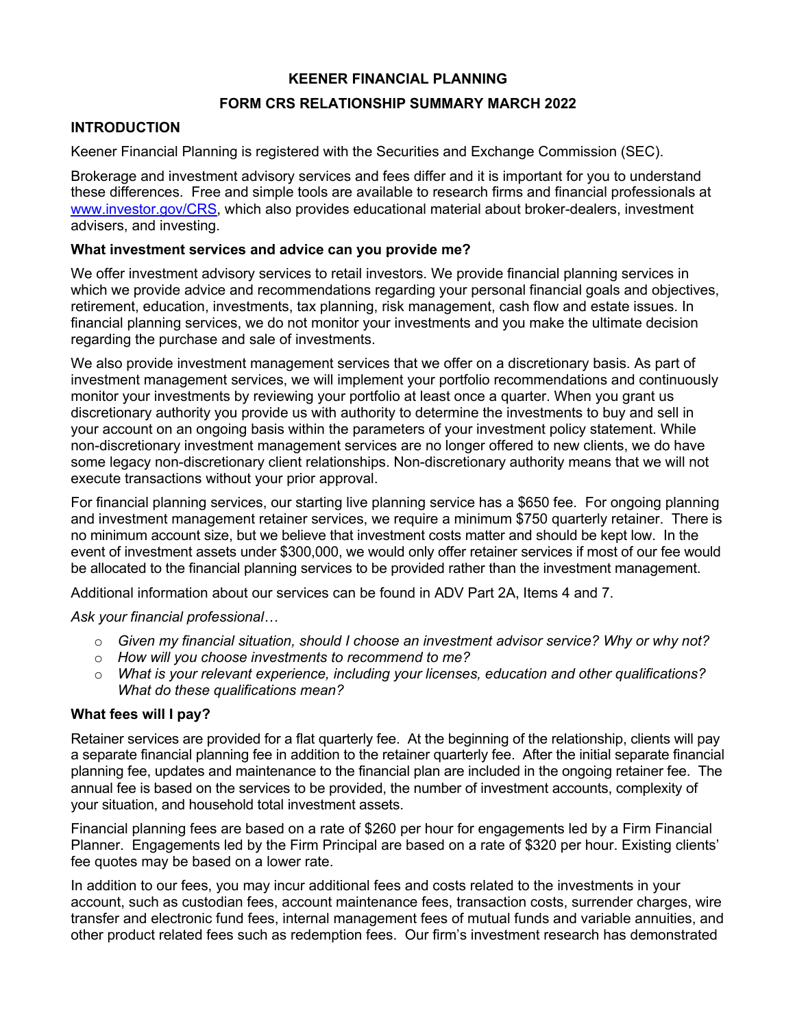# KEENER FINANCIAL PLANNING

## FORM CRS RELATIONSHIP SUMMARY MARCH 2022

### INTRODUCTION

Keener Financial Planning is registered with the Securities and Exchange Commission (SEC).

Brokerage and investment advisory services and fees differ and it is important for you to understand these differences. Free and simple tools are available to research firms and financial professionals at www.investor.gov/CRS, which also provides educational material about broker-dealers, investment advisers, and investing.

**What investment services and advice can you provide me?**

We offer investment advisory services to retail investors. We provide financial planning services in which we provide advice and recommendations regarding your personal financial goals and objectives, retirement, education, investments, tax planning, risk management, cash flow and estate issues. In financial planning services, we do not monitor your investments and you make the ultimate decision regarding the purchase and sale of investments.

We also provide investment management services that we offer on a discretionary basis. As part of investment management services, we will implement your portfolio recommendations and continuously monitor your investments by reviewing your portfolio at least once a quarter. When you grant us discretionary authority you provide us with authority to determine the investments to buy and sell in your account on an ongoing basis within the parameters of your investment policy statement. While non-discretionary investment management services are no longer offered to new clients, we do have some legacy non-discretionary client relationships. Non-discretionary authority means that we will not execute transactions without your prior approval.

For financial planning services, our starting live planning service has a $650 fee. For ongoing planning and investment management retainer services, we require a minimum $750 quarterly retainer. There is no minimum account size, but we believe that investment costs matter and should be kept low. In the event of investment assets under $300,000, we would only offer retainer services if most of our fee would be allocated to the financial planning services to be provided rather than the investment management.

Additional information about our services can be found in ADV Part 2A, Items 4 and 7.

*Ask your financial professional…*

- *Given my financial situation, should I choose an investment advisor service? Why or why not?*
- *How will you choose investments to recommend to me?*
- *What is your relevant experience, including your licenses, education and other qualifications? What do these qualifications mean?*

**What fees will I pay?**

Retainer services are provided for a flat quarterly fee. At the beginning of the relationship, clients will pay a separate financial planning fee in addition to the retainer quarterly fee. After the initial separate financial planning fee, updates and maintenance to the financial plan are included in the ongoing retainer fee. The annual fee is based on the services to be provided, the number of investment accounts, complexity of your situation, and household total investment assets.

Financial planning fees are based on a rate of $260 per hour for engagements led by a Firm Financial Planner. Engagements led by the Firm Principal are based on a rate of $320 per hour. Existing clients' fee quotes may be based on a lower rate.

In addition to our fees, you may incur additional fees and costs related to the investments in your account, such as custodian fees, account maintenance fees, transaction costs, surrender charges, wire transfer and electronic fund fees, internal management fees of mutual funds and variable annuities, and other product related fees such as redemption fees. Our firm's investment research has demonstrated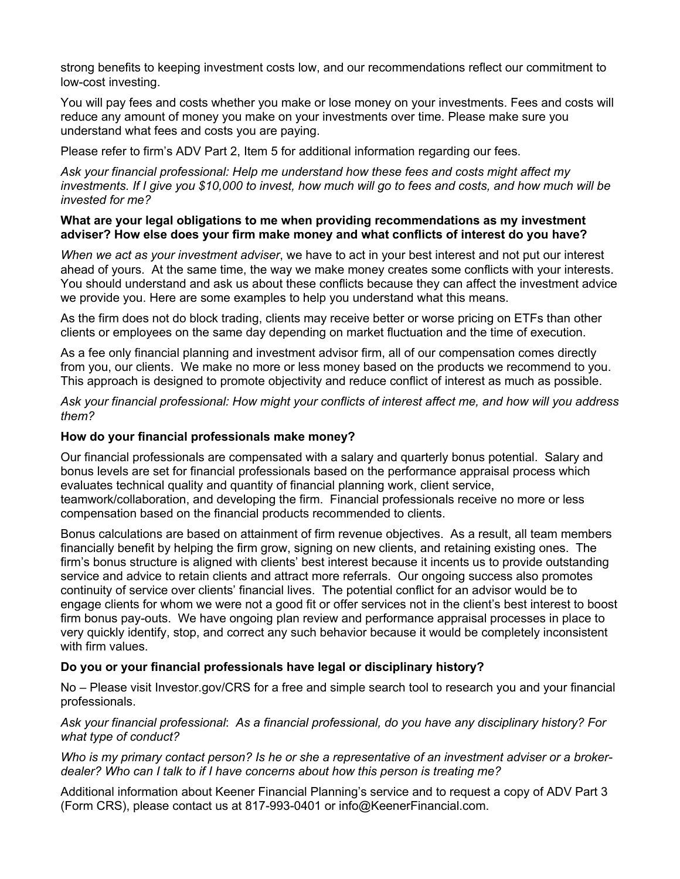strong benefits to keeping investment costs low, and our recommendations reflect our commitment to low-cost investing.

You will pay fees and costs whether you make or lose money on your investments. Fees and costs will reduce any amount of money you make on your investments over time. Please make sure you understand what fees and costs you are paying.

Please refer to firm's ADV Part 2, Item 5 for additional information regarding our fees.

*Ask your financial professional: Help me understand how these fees and costs might affect my investments. If I give you $10,000 to invest, how much will go to fees and costs, and how much will be invested for me?*

**What are your legal obligations to me when providing recommendations as my investment adviser? How else does your firm make money and what conflicts of interest do you have?**

*When we act as your investment adviser*, we have to act in your best interest and not put our interest ahead of yours. At the same time, the way we make money creates some conflicts with your interests. You should understand and ask us about these conflicts because they can affect the investment advice we provide you. Here are some examples to help you understand what this means.

As the firm does not do block trading, clients may receive better or worse pricing on ETFs than other clients or employees on the same day depending on market fluctuation and the time of execution.

As a fee only financial planning and investment advisor firm, all of our compensation comes directly from you, our clients. We make no more or less money based on the products we recommend to you. This approach is designed to promote objectivity and reduce conflict of interest as much as possible.

*Ask your financial professional: How might your conflicts of interest affect me, and how will you address them?*

**How do your financial professionals make money?**

Our financial professionals are compensated with a salary and quarterly bonus potential. Salary and bonus levels are set for financial professionals based on the performance appraisal process which evaluates technical quality and quantity of financial planning work, client service, teamwork/collaboration, and developing the firm. Financial professionals receive no more or less compensation based on the financial products recommended to clients.

Bonus calculations are based on attainment of firm revenue objectives. As a result, all team members financially benefit by helping the firm grow, signing on new clients, and retaining existing ones. The firm's bonus structure is aligned with clients' best interest because it incents us to provide outstanding service and advice to retain clients and attract more referrals. Our ongoing success also promotes continuity of service over clients' financial lives. The potential conflict for an advisor would be to engage clients for whom we were not a good fit or offer services not in the client's best interest to boost firm bonus pay-outs. We have ongoing plan review and performance appraisal processes in place to very quickly identify, stop, and correct any such behavior because it would be completely inconsistent with firm values.

**Do you or your financial professionals have legal or disciplinary history?**

No – Please visit Investor.gov/CRS for a free and simple search tool to research you and your financial professionals.

*Ask your financial professional*: *As a financial professional, do you have any disciplinary history? For what type of conduct?*

*Who is my primary contact person? Is he or she a representative of an investment adviser or a broker-dealer? Who can I talk to if I have concerns about how this person is treating me?*

Additional information about Keener Financial Planning's service and to request a copy of ADV Part 3 (Form CRS), please contact us at 817-993-0401 or info@KeenerFinancial.com.